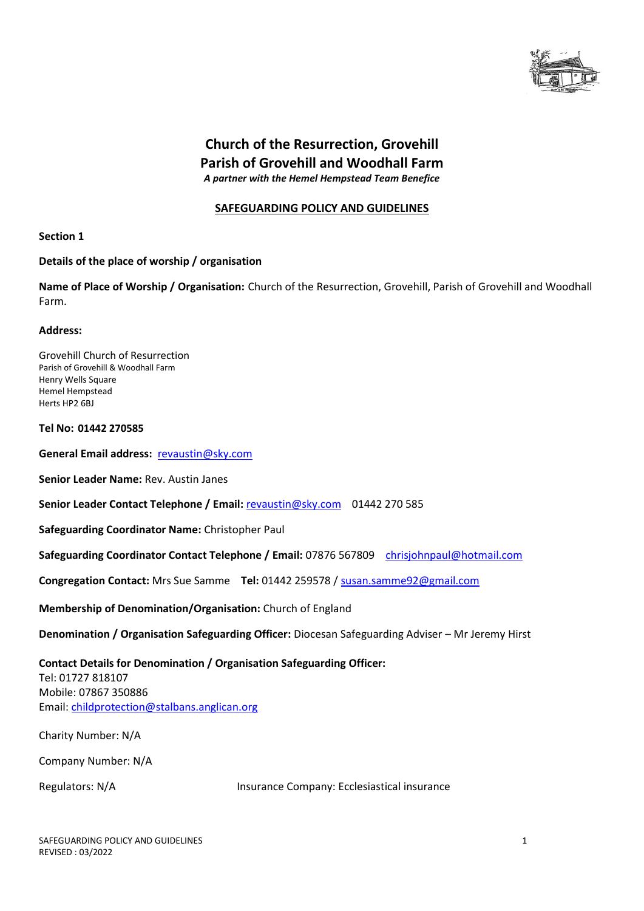# Church of the Resurrection, Grovehill
# Parish of Grovehill and Woodhall Farm

*A partner with the Hemel Hempstead Team Benefice*

## SAFEGUARDING POLICY AND GUIDELINES

**Section 1**

**Details of the place of worship / organisation**

**Name of Place of Worship / Organisation:** Church of the Resurrection, Grovehill, Parish of Grovehill and Woodhall Farm.

**Address:**

Grovehill Church of Resurrection
Parish of Grovehill & Woodhall Farm
Henry Wells Square
Hemel Hempstead
Herts HP2 6BJ

**Tel No: 01442 270585**

**General Email address:** revaustin@sky.com

**Senior Leader Name:** Rev. Austin Janes

**Senior Leader Contact Telephone / Email:** revaustin@sky.com 01442 270 585

**Safeguarding Coordinator Name:** Christopher Paul

**Safeguarding Coordinator Contact Telephone / Email:** 07876 567809 chrisjohnpaul@hotmail.com

**Congregation Contact:** Mrs Sue Samme **Tel:** 01442 259578 / susan.samme92@gmail.com

**Membership of Denomination/Organisation:** Church of England

**Denomination / Organisation Safeguarding Officer:** Diocesan Safeguarding Adviser – Mr Jeremy Hirst

**Contact Details for Denomination / Organisation Safeguarding Officer:**
Tel: 01727 818107
Mobile: 07867 350886
Email: childprotection@stalbans.anglican.org

Charity Number: N/A

Company Number: N/A

Regulators: N/A

Insurance Company: Ecclesiastical insurance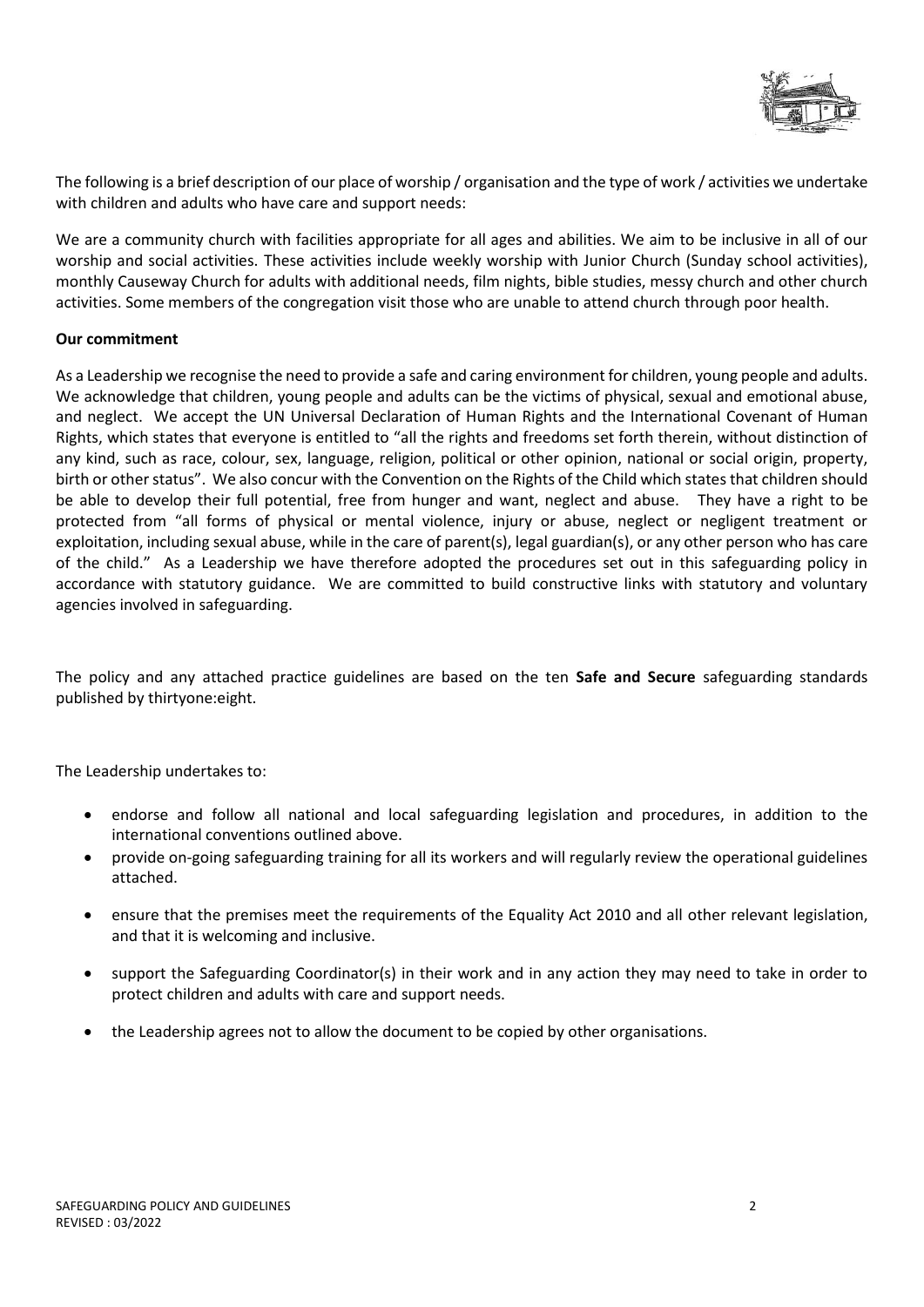The following is a brief description of our place of worship / organisation and the type of work / activities we undertake with children and adults who have care and support needs:

We are a community church with facilities appropriate for all ages and abilities. We aim to be inclusive in all of our worship and social activities. These activities include weekly worship with Junior Church (Sunday school activities), monthly Causeway Church for adults with additional needs, film nights, bible studies, messy church and other church activities. Some members of the congregation visit those who are unable to attend church through poor health.

**Our commitment**

As a Leadership we recognise the need to provide a safe and caring environment for children, young people and adults. We acknowledge that children, young people and adults can be the victims of physical, sexual and emotional abuse, and neglect. We accept the UN Universal Declaration of Human Rights and the International Covenant of Human Rights, which states that everyone is entitled to "all the rights and freedoms set forth therein, without distinction of any kind, such as race, colour, sex, language, religion, political or other opinion, national or social origin, property, birth or other status". We also concur with the Convention on the Rights of the Child which states that children should be able to develop their full potential, free from hunger and want, neglect and abuse. They have a right to be protected from "all forms of physical or mental violence, injury or abuse, neglect or negligent treatment or exploitation, including sexual abuse, while in the care of parent(s), legal guardian(s), or any other person who has care of the child." As a Leadership we have therefore adopted the procedures set out in this safeguarding policy in accordance with statutory guidance. We are committed to build constructive links with statutory and voluntary agencies involved in safeguarding.

The policy and any attached practice guidelines are based on the ten **Safe and Secure** safeguarding standards published by thirtyone:eight.

The Leadership undertakes to:

- endorse and follow all national and local safeguarding legislation and procedures, in addition to the international conventions outlined above.
- provide on-going safeguarding training for all its workers and will regularly review the operational guidelines attached.
- ensure that the premises meet the requirements of the Equality Act 2010 and all other relevant legislation, and that it is welcoming and inclusive.
- support the Safeguarding Coordinator(s) in their work and in any action they may need to take in order to protect children and adults with care and support needs.
- the Leadership agrees not to allow the document to be copied by other organisations.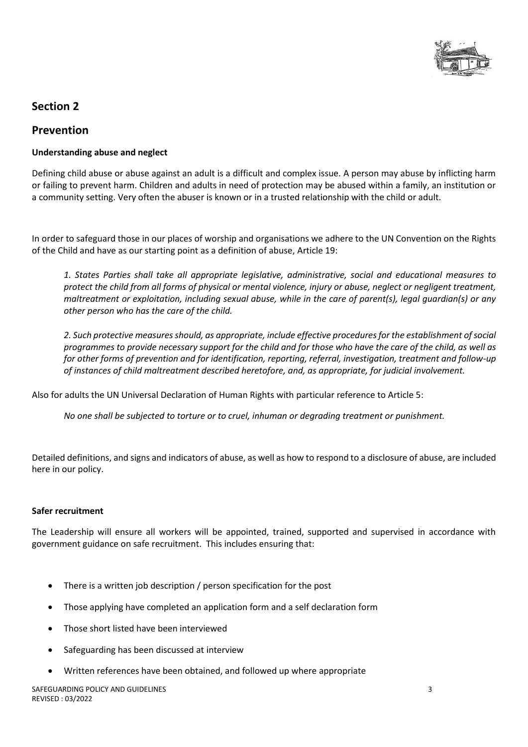## Section 2

## Prevention

### Understanding abuse and neglect

Defining child abuse or abuse against an adult is a difficult and complex issue. A person may abuse by inflicting harm or failing to prevent harm. Children and adults in need of protection may be abused within a family, an institution or a community setting. Very often the abuser is known or in a trusted relationship with the child or adult.

In order to safeguard those in our places of worship and organisations we adhere to the UN Convention on the Rights of the Child and have as our starting point as a definition of abuse, Article 19:

> *1. States Parties shall take all appropriate legislative, administrative, social and educational measures to protect the child from all forms of physical or mental violence, injury or abuse, neglect or negligent treatment, maltreatment or exploitation, including sexual abuse, while in the care of parent(s), legal guardian(s) or any other person who has the care of the child.*
>
> *2. Such protective measures should, as appropriate, include effective procedures for the establishment of social programmes to provide necessary support for the child and for those who have the care of the child, as well as for other forms of prevention and for identification, reporting, referral, investigation, treatment and follow-up of instances of child maltreatment described heretofore, and, as appropriate, for judicial involvement.*

Also for adults the UN Universal Declaration of Human Rights with particular reference to Article 5:

> *No one shall be subjected to torture or to cruel, inhuman or degrading treatment or punishment.*

Detailed definitions, and signs and indicators of abuse, as well as how to respond to a disclosure of abuse, are included here in our policy.

### Safer recruitment

The Leadership will ensure all workers will be appointed, trained, supported and supervised in accordance with government guidance on safe recruitment. This includes ensuring that:

- There is a written job description / person specification for the post
- Those applying have completed an application form and a self declaration form
- Those short listed have been interviewed
- Safeguarding has been discussed at interview
- Written references have been obtained, and followed up where appropriate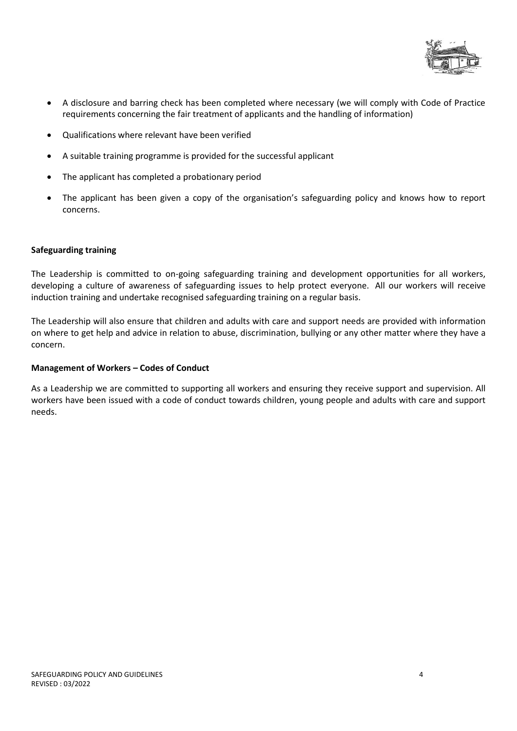- A disclosure and barring check has been completed where necessary (we will comply with Code of Practice requirements concerning the fair treatment of applicants and the handling of information)
- Qualifications where relevant have been verified
- A suitable training programme is provided for the successful applicant
- The applicant has completed a probationary period
- The applicant has been given a copy of the organisation's safeguarding policy and knows how to report concerns.

**Safeguarding training**

The Leadership is committed to on-going safeguarding training and development opportunities for all workers, developing a culture of awareness of safeguarding issues to help protect everyone. All our workers will receive induction training and undertake recognised safeguarding training on a regular basis.

The Leadership will also ensure that children and adults with care and support needs are provided with information on where to get help and advice in relation to abuse, discrimination, bullying or any other matter where they have a concern.

**Management of Workers – Codes of Conduct**

As a Leadership we are committed to supporting all workers and ensuring they receive support and supervision. All workers have been issued with a code of conduct towards children, young people and adults with care and support needs.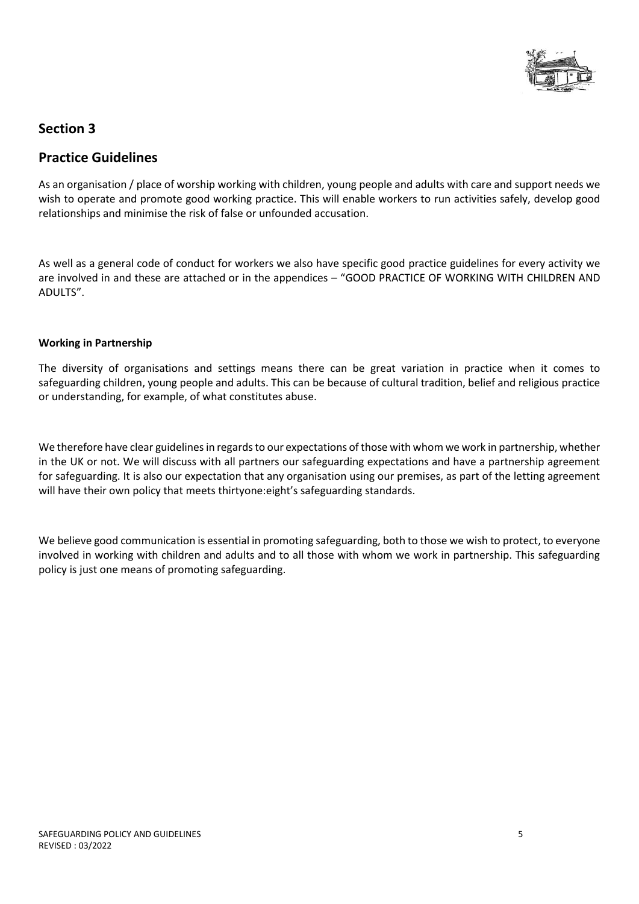## Section 3

## Practice Guidelines

As an organisation / place of worship working with children, young people and adults with care and support needs we wish to operate and promote good working practice. This will enable workers to run activities safely, develop good relationships and minimise the risk of false or unfounded accusation.

As well as a general code of conduct for workers we also have specific good practice guidelines for every activity we are involved in and these are attached or in the appendices – "GOOD PRACTICE OF WORKING WITH CHILDREN AND ADULTS".

**Working in Partnership**

The diversity of organisations and settings means there can be great variation in practice when it comes to safeguarding children, young people and adults. This can be because of cultural tradition, belief and religious practice or understanding, for example, of what constitutes abuse.

We therefore have clear guidelines in regards to our expectations of those with whom we work in partnership, whether in the UK or not. We will discuss with all partners our safeguarding expectations and have a partnership agreement for safeguarding. It is also our expectation that any organisation using our premises, as part of the letting agreement will have their own policy that meets thirtyone:eight's safeguarding standards.

We believe good communication is essential in promoting safeguarding, both to those we wish to protect, to everyone involved in working with children and adults and to all those with whom we work in partnership. This safeguarding policy is just one means of promoting safeguarding.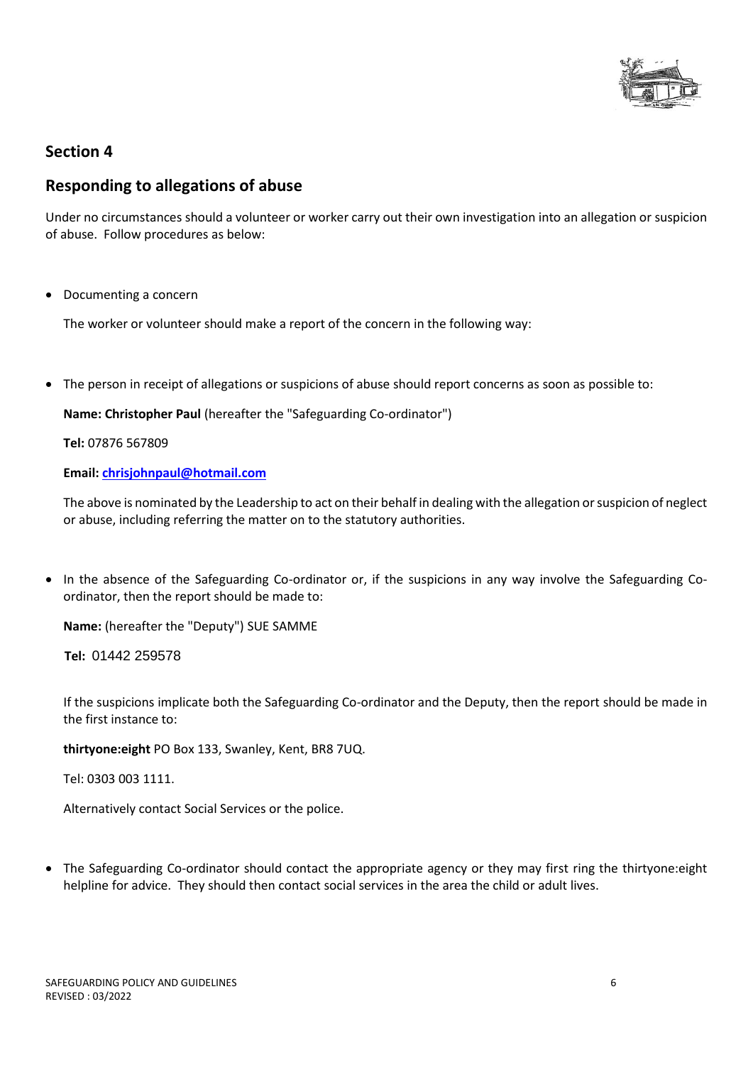## Section 4

## Responding to allegations of abuse

Under no circumstances should a volunteer or worker carry out their own investigation into an allegation or suspicion of abuse. Follow procedures as below:

- Documenting a concern

  The worker or volunteer should make a report of the concern in the following way:

- The person in receipt of allegations or suspicions of abuse should report concerns as soon as possible to:

  **Name: Christopher Paul** (hereafter the "Safeguarding Co-ordinator")

  **Tel:** 07876 567809

  **Email: chrisjohnpaul@hotmail.com**

  The above is nominated by the Leadership to act on their behalf in dealing with the allegation or suspicion of neglect or abuse, including referring the matter on to the statutory authorities.

- In the absence of the Safeguarding Co-ordinator or, if the suspicions in any way involve the Safeguarding Co-ordinator, then the report should be made to:

  **Name:** (hereafter the "Deputy") SUE SAMME

  **Tel:** 01442 259578

  If the suspicions implicate both the Safeguarding Co-ordinator and the Deputy, then the report should be made in the first instance to:

  **thirtyone:eight** PO Box 133, Swanley, Kent, BR8 7UQ.

  Tel: 0303 003 1111.

  Alternatively contact Social Services or the police.

- The Safeguarding Co-ordinator should contact the appropriate agency or they may first ring the thirtyone:eight helpline for advice. They should then contact social services in the area the child or adult lives.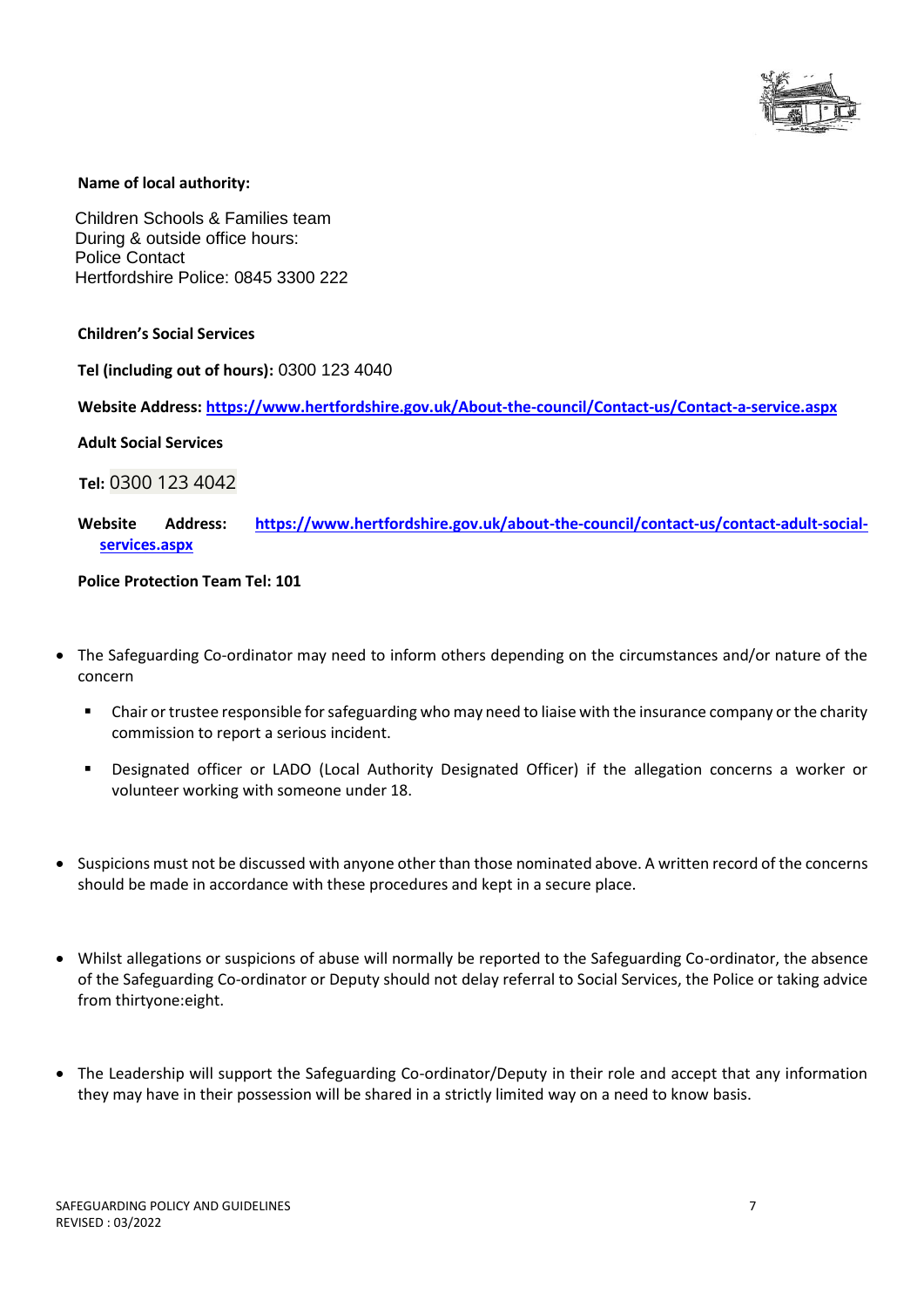**Name of local authority:**

Children Schools & Families team
During & outside office hours:
Police Contact
Hertfordshire Police: 0845 3300 222

**Children's Social Services**

**Tel (including out of hours):** 0300 123 4040

**Website Address:** **https://www.hertfordshire.gov.uk/About-the-council/Contact-us/Contact-a-service.aspx**

**Adult Social Services**

**Tel:** 0300 123 4042

**Website Address:** **https://www.hertfordshire.gov.uk/about-the-council/contact-us/contact-adult-social-services.aspx**

**Police Protection Team Tel: 101**

- The Safeguarding Co-ordinator may need to inform others depending on the circumstances and/or nature of the concern
  - Chair or trustee responsible for safeguarding who may need to liaise with the insurance company or the charity commission to report a serious incident.
  - Designated officer or LADO (Local Authority Designated Officer) if the allegation concerns a worker or volunteer working with someone under 18.

- Suspicions must not be discussed with anyone other than those nominated above. A written record of the concerns should be made in accordance with these procedures and kept in a secure place.

- Whilst allegations or suspicions of abuse will normally be reported to the Safeguarding Co-ordinator, the absence of the Safeguarding Co-ordinator or Deputy should not delay referral to Social Services, the Police or taking advice from thirtyone:eight.

- The Leadership will support the Safeguarding Co-ordinator/Deputy in their role and accept that any information they may have in their possession will be shared in a strictly limited way on a need to know basis.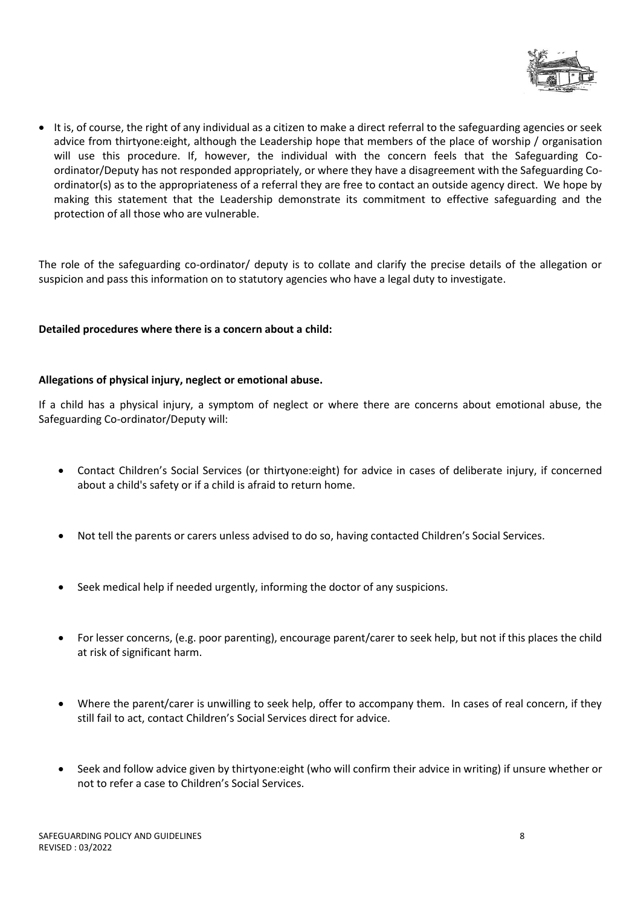- It is, of course, the right of any individual as a citizen to make a direct referral to the safeguarding agencies or seek advice from thirtyone:eight, although the Leadership hope that members of the place of worship / organisation will use this procedure. If, however, the individual with the concern feels that the Safeguarding Co-ordinator/Deputy has not responded appropriately, or where they have a disagreement with the Safeguarding Co-ordinator(s) as to the appropriateness of a referral they are free to contact an outside agency direct. We hope by making this statement that the Leadership demonstrate its commitment to effective safeguarding and the protection of all those who are vulnerable.

The role of the safeguarding co-ordinator/ deputy is to collate and clarify the precise details of the allegation or suspicion and pass this information on to statutory agencies who have a legal duty to investigate.

**Detailed procedures where there is a concern about a child:**

**Allegations of physical injury, neglect or emotional abuse.**

If a child has a physical injury, a symptom of neglect or where there are concerns about emotional abuse, the Safeguarding Co-ordinator/Deputy will:

- Contact Children's Social Services (or thirtyone:eight) for advice in cases of deliberate injury, if concerned about a child's safety or if a child is afraid to return home.
- Not tell the parents or carers unless advised to do so, having contacted Children's Social Services.
- Seek medical help if needed urgently, informing the doctor of any suspicions.
- For lesser concerns, (e.g. poor parenting), encourage parent/carer to seek help, but not if this places the child at risk of significant harm.
- Where the parent/carer is unwilling to seek help, offer to accompany them. In cases of real concern, if they still fail to act, contact Children's Social Services direct for advice.
- Seek and follow advice given by thirtyone:eight (who will confirm their advice in writing) if unsure whether or not to refer a case to Children's Social Services.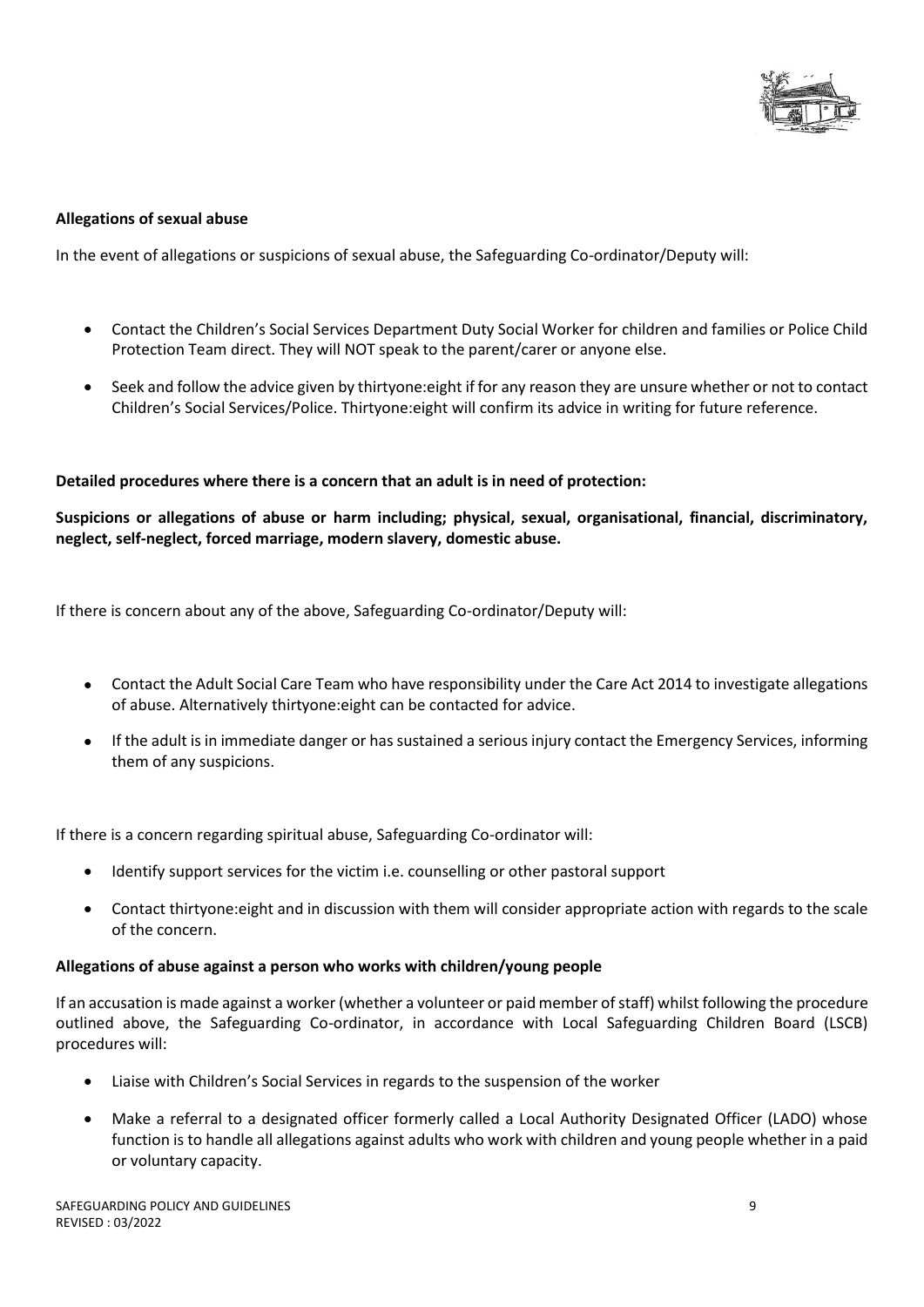**Allegations of sexual abuse**

In the event of allegations or suspicions of sexual abuse, the Safeguarding Co-ordinator/Deputy will:

- Contact the Children's Social Services Department Duty Social Worker for children and families or Police Child Protection Team direct. They will NOT speak to the parent/carer or anyone else.
- Seek and follow the advice given by thirtyone:eight if for any reason they are unsure whether or not to contact Children's Social Services/Police. Thirtyone:eight will confirm its advice in writing for future reference.

**Detailed procedures where there is a concern that an adult is in need of protection:**

**Suspicions or allegations of abuse or harm including; physical, sexual, organisational, financial, discriminatory, neglect, self-neglect, forced marriage, modern slavery, domestic abuse.**

If there is concern about any of the above, Safeguarding Co-ordinator/Deputy will:

- Contact the Adult Social Care Team who have responsibility under the Care Act 2014 to investigate allegations of abuse. Alternatively thirtyone:eight can be contacted for advice.
- If the adult is in immediate danger or has sustained a serious injury contact the Emergency Services, informing them of any suspicions.

If there is a concern regarding spiritual abuse, Safeguarding Co-ordinator will:

- Identify support services for the victim i.e. counselling or other pastoral support
- Contact thirtyone:eight and in discussion with them will consider appropriate action with regards to the scale of the concern.

**Allegations of abuse against a person who works with children/young people**

If an accusation is made against a worker (whether a volunteer or paid member of staff) whilst following the procedure outlined above, the Safeguarding Co-ordinator, in accordance with Local Safeguarding Children Board (LSCB) procedures will:

- Liaise with Children's Social Services in regards to the suspension of the worker
- Make a referral to a designated officer formerly called a Local Authority Designated Officer (LADO) whose function is to handle all allegations against adults who work with children and young people whether in a paid or voluntary capacity.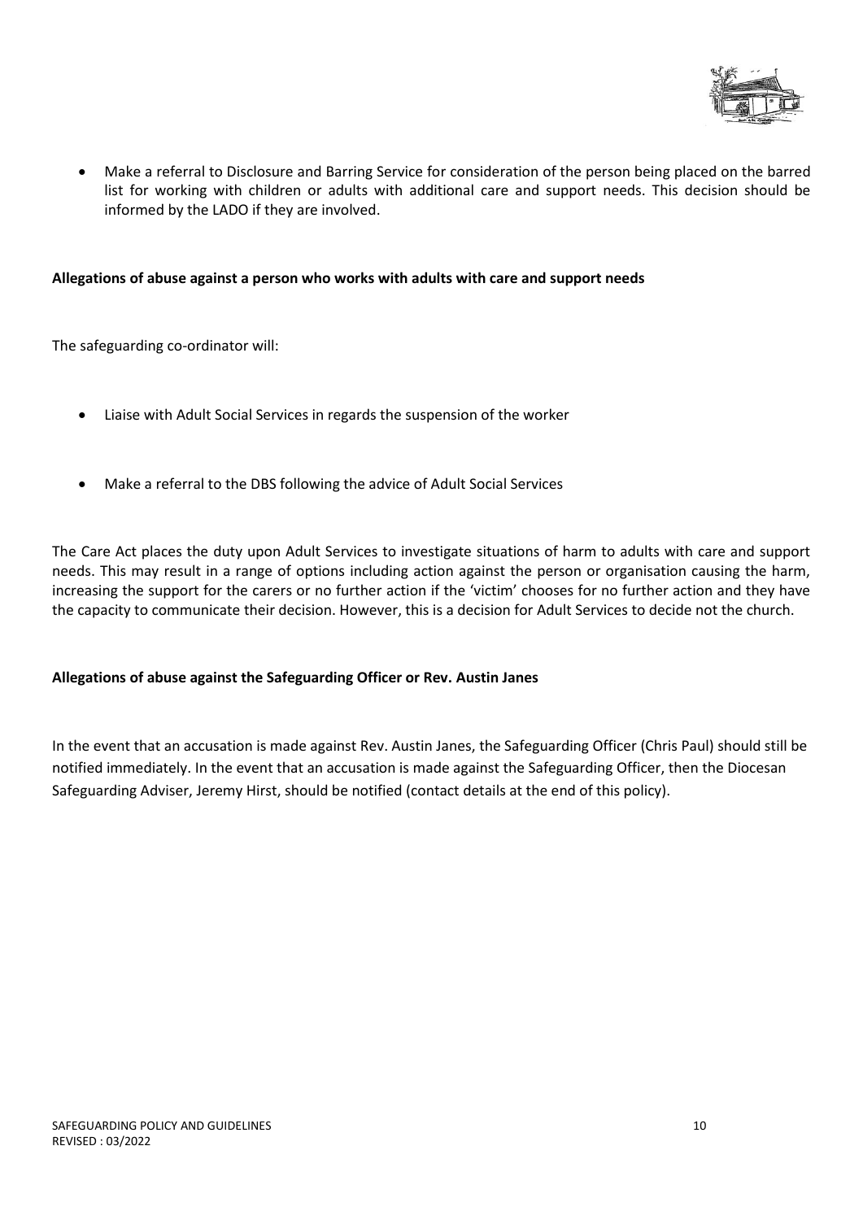- Make a referral to Disclosure and Barring Service for consideration of the person being placed on the barred list for working with children or adults with additional care and support needs. This decision should be informed by the LADO if they are involved.

**Allegations of abuse against a person who works with adults with care and support needs**

The safeguarding co-ordinator will:

- Liaise with Adult Social Services in regards the suspension of the worker
- Make a referral to the DBS following the advice of Adult Social Services

The Care Act places the duty upon Adult Services to investigate situations of harm to adults with care and support needs. This may result in a range of options including action against the person or organisation causing the harm, increasing the support for the carers or no further action if the 'victim' chooses for no further action and they have the capacity to communicate their decision. However, this is a decision for Adult Services to decide not the church.

**Allegations of abuse against the Safeguarding Officer or Rev. Austin Janes**

In the event that an accusation is made against Rev. Austin Janes, the Safeguarding Officer (Chris Paul) should still be notified immediately. In the event that an accusation is made against the Safeguarding Officer, then the Diocesan Safeguarding Adviser, Jeremy Hirst, should be notified (contact details at the end of this policy).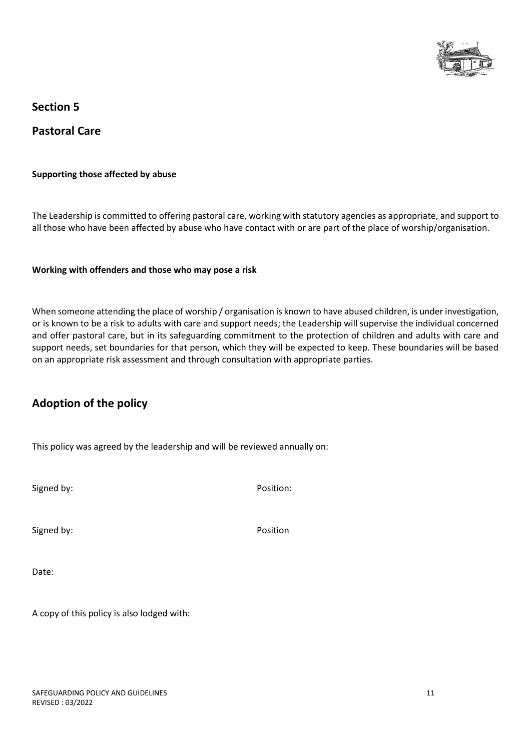## Section 5

## Pastoral Care

**Supporting those affected by abuse**

The Leadership is committed to offering pastoral care, working with statutory agencies as appropriate, and support to all those who have been affected by abuse who have contact with or are part of the place of worship/organisation.

**Working with offenders and those who may pose a risk**

When someone attending the place of worship / organisation is known to have abused children, is under investigation, or is known to be a risk to adults with care and support needs; the Leadership will supervise the individual concerned and offer pastoral care, but in its safeguarding commitment to the protection of children and adults with care and support needs, set boundaries for that person, which they will be expected to keep. These boundaries will be based on an appropriate risk assessment and through consultation with appropriate parties.

## Adoption of the policy

This policy was agreed by the leadership and will be reviewed annually on:

Signed by: Position:

Signed by: Position

Date:

A copy of this policy is also lodged with: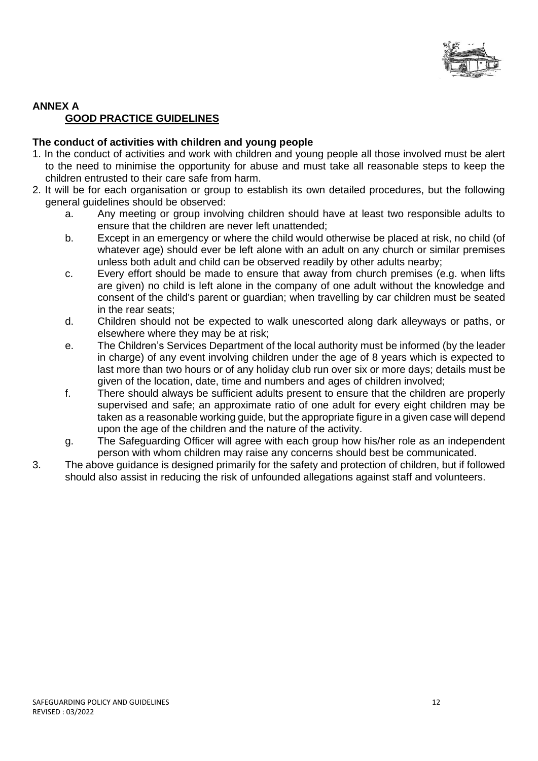# ANNEX A

## GOOD PRACTICE GUIDELINES

**The conduct of activities with children and young people**

1. In the conduct of activities and work with children and young people all those involved must be alert to the need to minimise the opportunity for abuse and must take all reasonable steps to keep the children entrusted to their care safe from harm.
2. It will be for each organisation or group to establish its own detailed procedures, but the following general guidelines should be observed:
   a. Any meeting or group involving children should have at least two responsible adults to ensure that the children are never left unattended;
   b. Except in an emergency or where the child would otherwise be placed at risk, no child (of whatever age) should ever be left alone with an adult on any church or similar premises unless both adult and child can be observed readily by other adults nearby;
   c. Every effort should be made to ensure that away from church premises (e.g. when lifts are given) no child is left alone in the company of one adult without the knowledge and consent of the child's parent or guardian; when travelling by car children must be seated in the rear seats;
   d. Children should not be expected to walk unescorted along dark alleyways or paths, or elsewhere where they may be at risk;
   e. The Children's Services Department of the local authority must be informed (by the leader in charge) of any event involving children under the age of 8 years which is expected to last more than two hours or of any holiday club run over six or more days; details must be given of the location, date, time and numbers and ages of children involved;
   f. There should always be sufficient adults present to ensure that the children are properly supervised and safe; an approximate ratio of one adult for every eight children may be taken as a reasonable working guide, but the appropriate figure in a given case will depend upon the age of the children and the nature of the activity.
   g. The Safeguarding Officer will agree with each group how his/her role as an independent person with whom children may raise any concerns should best be communicated.
3. The above guidance is designed primarily for the safety and protection of children, but if followed should also assist in reducing the risk of unfounded allegations against staff and volunteers.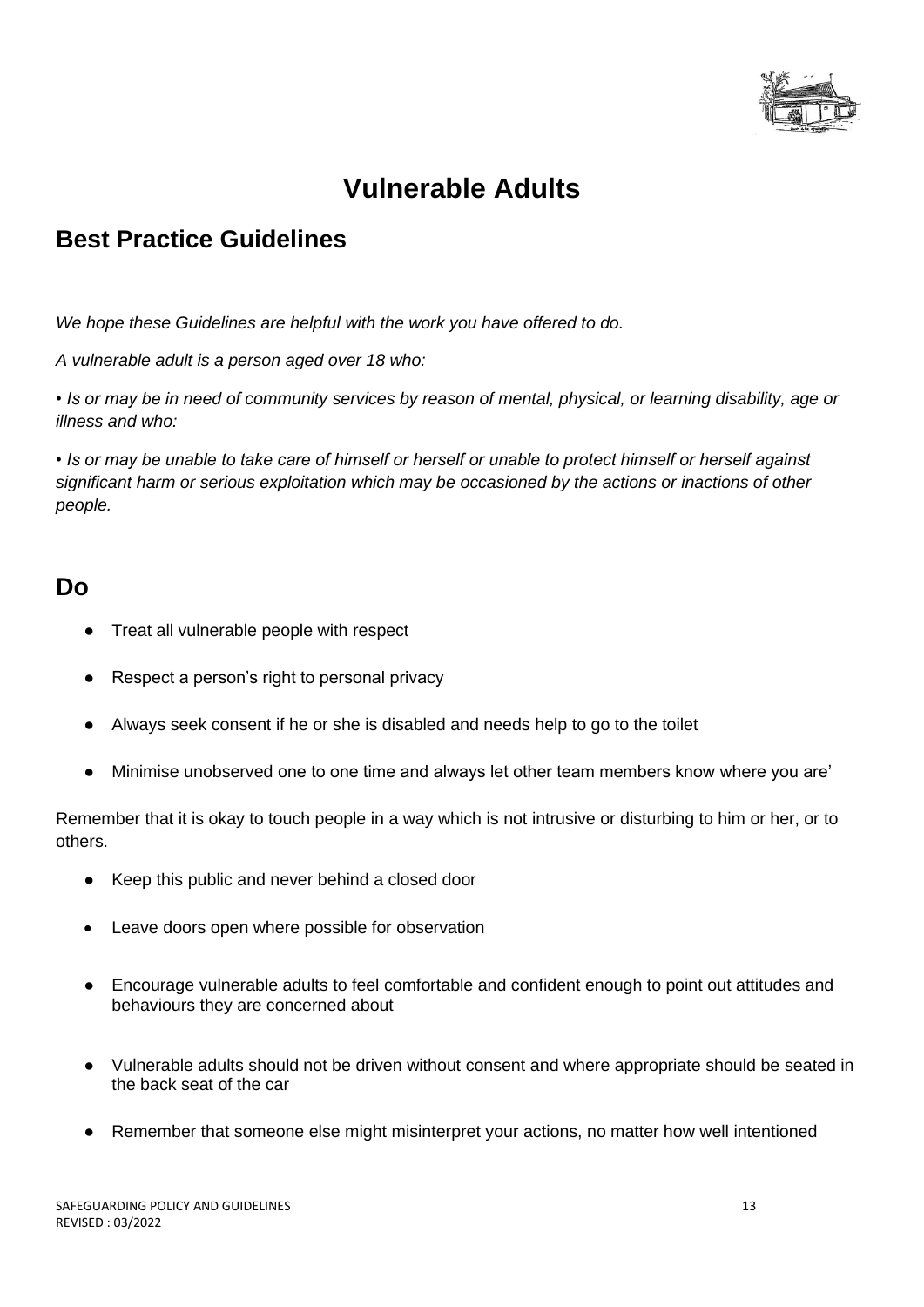# Vulnerable Adults

## Best Practice Guidelines

*We hope these Guidelines are helpful with the work you have offered to do.*

*A vulnerable adult is a person aged over 18 who:*

*• Is or may be in need of community services by reason of mental, physical, or learning disability, age or illness and who:*

*• Is or may be unable to take care of himself or herself or unable to protect himself or herself against significant harm or serious exploitation which may be occasioned by the actions or inactions of other people.*

## Do

- Treat all vulnerable people with respect
- Respect a person's right to personal privacy
- Always seek consent if he or she is disabled and needs help to go to the toilet
- Minimise unobserved one to one time and always let other team members know where you are'

Remember that it is okay to touch people in a way which is not intrusive or disturbing to him or her, or to others.

- Keep this public and never behind a closed door
- Leave doors open where possible for observation
- Encourage vulnerable adults to feel comfortable and confident enough to point out attitudes and behaviours they are concerned about
- Vulnerable adults should not be driven without consent and where appropriate should be seated in the back seat of the car
- Remember that someone else might misinterpret your actions, no matter how well intentioned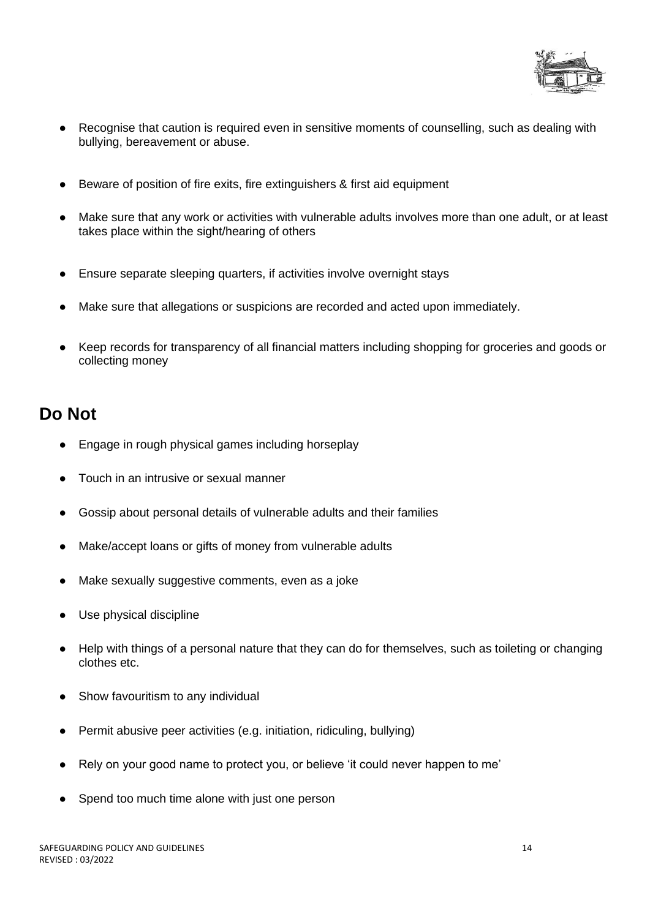- Recognise that caution is required even in sensitive moments of counselling, such as dealing with bullying, bereavement or abuse.
- Beware of position of fire exits, fire extinguishers & first aid equipment
- Make sure that any work or activities with vulnerable adults involves more than one adult, or at least takes place within the sight/hearing of others
- Ensure separate sleeping quarters, if activities involve overnight stays
- Make sure that allegations or suspicions are recorded and acted upon immediately.
- Keep records for transparency of all financial matters including shopping for groceries and goods or collecting money

## Do Not

- Engage in rough physical games including horseplay
- Touch in an intrusive or sexual manner
- Gossip about personal details of vulnerable adults and their families
- Make/accept loans or gifts of money from vulnerable adults
- Make sexually suggestive comments, even as a joke
- Use physical discipline
- Help with things of a personal nature that they can do for themselves, such as toileting or changing clothes etc.
- Show favouritism to any individual
- Permit abusive peer activities (e.g. initiation, ridiculing, bullying)
- Rely on your good name to protect you, or believe 'it could never happen to me'
- Spend too much time alone with just one person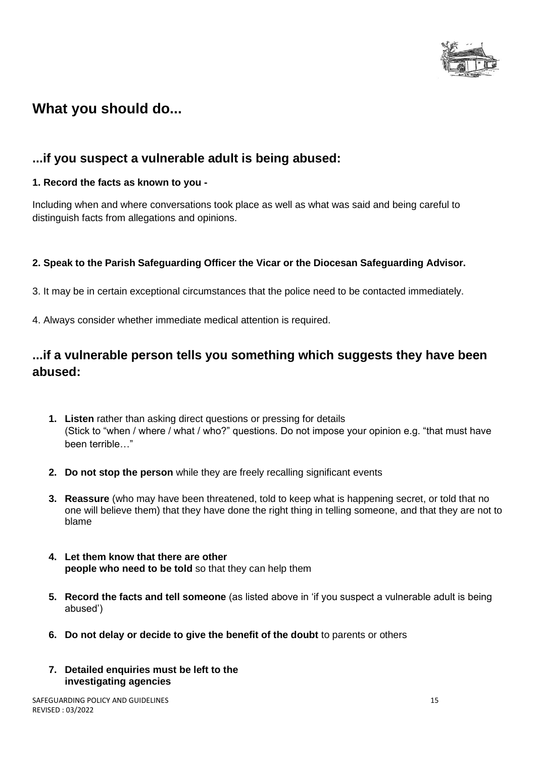## What you should do...

### ...if you suspect a vulnerable adult is being abused:

**1. Record the facts as known to you -**

Including when and where conversations took place as well as what was said and being careful to distinguish facts from allegations and opinions.

**2. Speak to the Parish Safeguarding Officer the Vicar or the Diocesan Safeguarding Advisor.**

3. It may be in certain exceptional circumstances that the police need to be contacted immediately.

4. Always consider whether immediate medical attention is required.

### ...if a vulnerable person tells you something which suggests they have been abused:

1. **Listen** rather than asking direct questions or pressing for details
   (Stick to "when / where / what / who?" questions. Do not impose your opinion e.g. "that must have been terrible…"
2. **Do not stop the person** while they are freely recalling significant events
3. **Reassure** (who may have been threatened, told to keep what is happening secret, or told that no one will believe them) that they have done the right thing in telling someone, and that they are not to blame
4. **Let them know that there are other people who need to be told** so that they can help them
5. **Record the facts and tell someone** (as listed above in 'if you suspect a vulnerable adult is being abused')
6. **Do not delay or decide to give the benefit of the doubt** to parents or others
7. **Detailed enquiries must be left to the investigating agencies**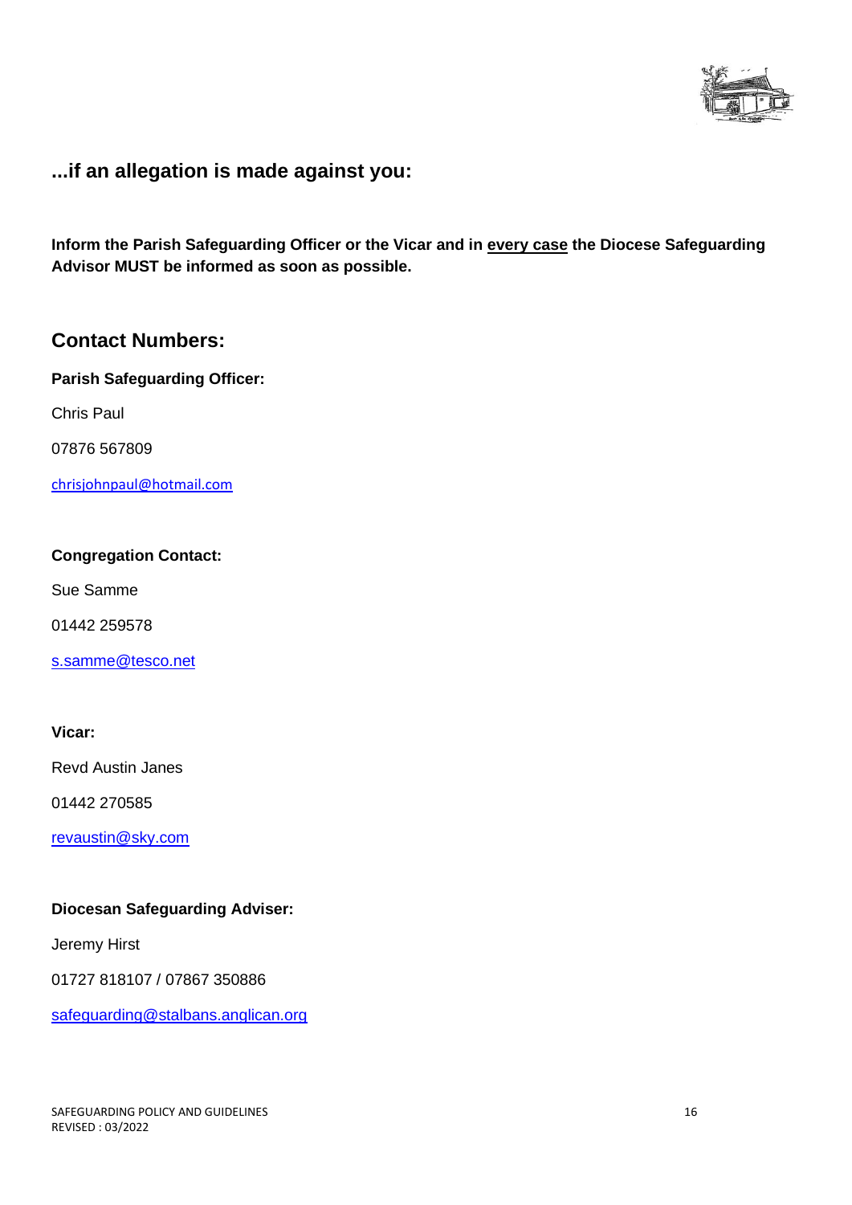## ...if an allegation is made against you:

**Inform the Parish Safeguarding Officer or the Vicar and in <u>every case</u> the Diocese Safeguarding Advisor MUST be informed as soon as possible.**

## Contact Numbers:

**Parish Safeguarding Officer:**

Chris Paul

07876 567809

chrisjohnpaul@hotmail.com

**Congregation Contact:**

Sue Samme

01442 259578

s.samme@tesco.net

**Vicar:**

Revd Austin Janes

01442 270585

revaustin@sky.com

**Diocesan Safeguarding Adviser:**

Jeremy Hirst

01727 818107 / 07867 350886

safeguarding@stalbans.anglican.org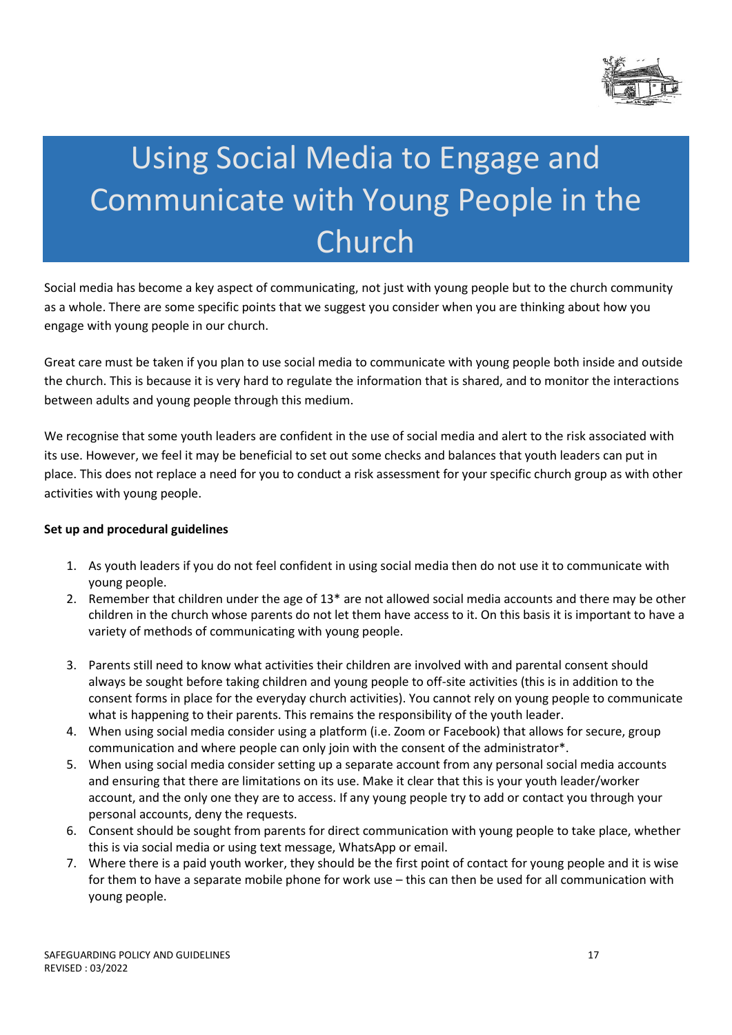# Using Social Media to Engage and Communicate with Young People in the Church

Social media has become a key aspect of communicating, not just with young people but to the church community as a whole. There are some specific points that we suggest you consider when you are thinking about how you engage with young people in our church.

Great care must be taken if you plan to use social media to communicate with young people both inside and outside the church. This is because it is very hard to regulate the information that is shared, and to monitor the interactions between adults and young people through this medium.

We recognise that some youth leaders are confident in the use of social media and alert to the risk associated with its use. However, we feel it may be beneficial to set out some checks and balances that youth leaders can put in place. This does not replace a need for you to conduct a risk assessment for your specific church group as with other activities with young people.

**Set up and procedural guidelines**

1. As youth leaders if you do not feel confident in using social media then do not use it to communicate with young people.
2. Remember that children under the age of 13* are not allowed social media accounts and there may be other children in the church whose parents do not let them have access to it. On this basis it is important to have a variety of methods of communicating with young people.
3. Parents still need to know what activities their children are involved with and parental consent should always be sought before taking children and young people to off-site activities (this is in addition to the consent forms in place for the everyday church activities). You cannot rely on young people to communicate what is happening to their parents. This remains the responsibility of the youth leader.
4. When using social media consider using a platform (i.e. Zoom or Facebook) that allows for secure, group communication and where people can only join with the consent of the administrator*.
5. When using social media consider setting up a separate account from any personal social media accounts and ensuring that there are limitations on its use. Make it clear that this is your youth leader/worker account, and the only one they are to access. If any young people try to add or contact you through your personal accounts, deny the requests.
6. Consent should be sought from parents for direct communication with young people to take place, whether this is via social media or using text message, WhatsApp or email.
7. Where there is a paid youth worker, they should be the first point of contact for young people and it is wise for them to have a separate mobile phone for work use – this can then be used for all communication with young people.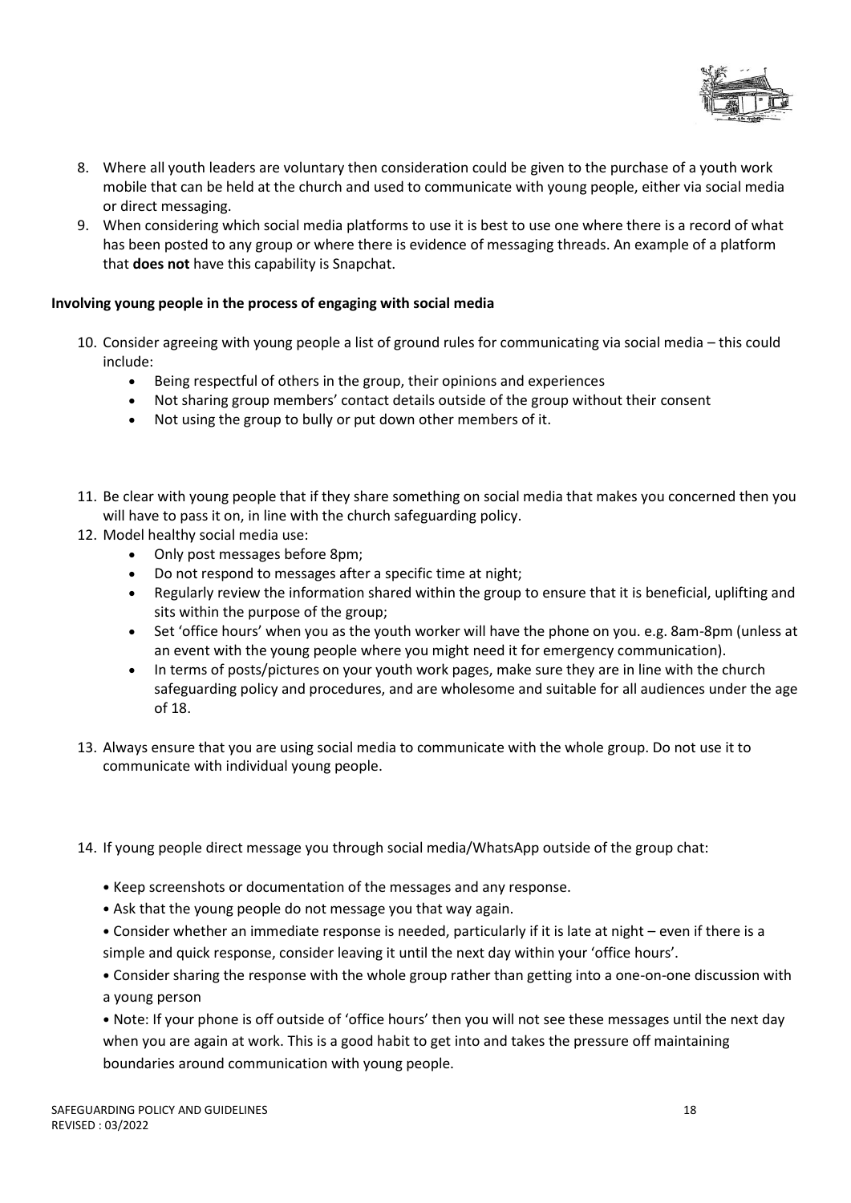8. Where all youth leaders are voluntary then consideration could be given to the purchase of a youth work mobile that can be held at the church and used to communicate with young people, either via social media or direct messaging.
9. When considering which social media platforms to use it is best to use one where there is a record of what has been posted to any group or where there is evidence of messaging threads. An example of a platform that **does not** have this capability is Snapchat.

**Involving young people in the process of engaging with social media**

10. Consider agreeing with young people a list of ground rules for communicating via social media – this could include:
    - Being respectful of others in the group, their opinions and experiences
    - Not sharing group members' contact details outside of the group without their consent
    - Not using the group to bully or put down other members of it.
11. Be clear with young people that if they share something on social media that makes you concerned then you will have to pass it on, in line with the church safeguarding policy.
12. Model healthy social media use:
    - Only post messages before 8pm;
    - Do not respond to messages after a specific time at night;
    - Regularly review the information shared within the group to ensure that it is beneficial, uplifting and sits within the purpose of the group;
    - Set 'office hours' when you as the youth worker will have the phone on you. e.g. 8am-8pm (unless at an event with the young people where you might need it for emergency communication).
    - In terms of posts/pictures on your youth work pages, make sure they are in line with the church safeguarding policy and procedures, and are wholesome and suitable for all audiences under the age of 18.
13. Always ensure that you are using social media to communicate with the whole group. Do not use it to communicate with individual young people.
14. If young people direct message you through social media/WhatsApp outside of the group chat:
    - Keep screenshots or documentation of the messages and any response.
    - Ask that the young people do not message you that way again.
    - Consider whether an immediate response is needed, particularly if it is late at night – even if there is a simple and quick response, consider leaving it until the next day within your 'office hours'.
    - Consider sharing the response with the whole group rather than getting into a one-on-one discussion with a young person
    - Note: If your phone is off outside of 'office hours' then you will not see these messages until the next day when you are again at work. This is a good habit to get into and takes the pressure off maintaining boundaries around communication with young people.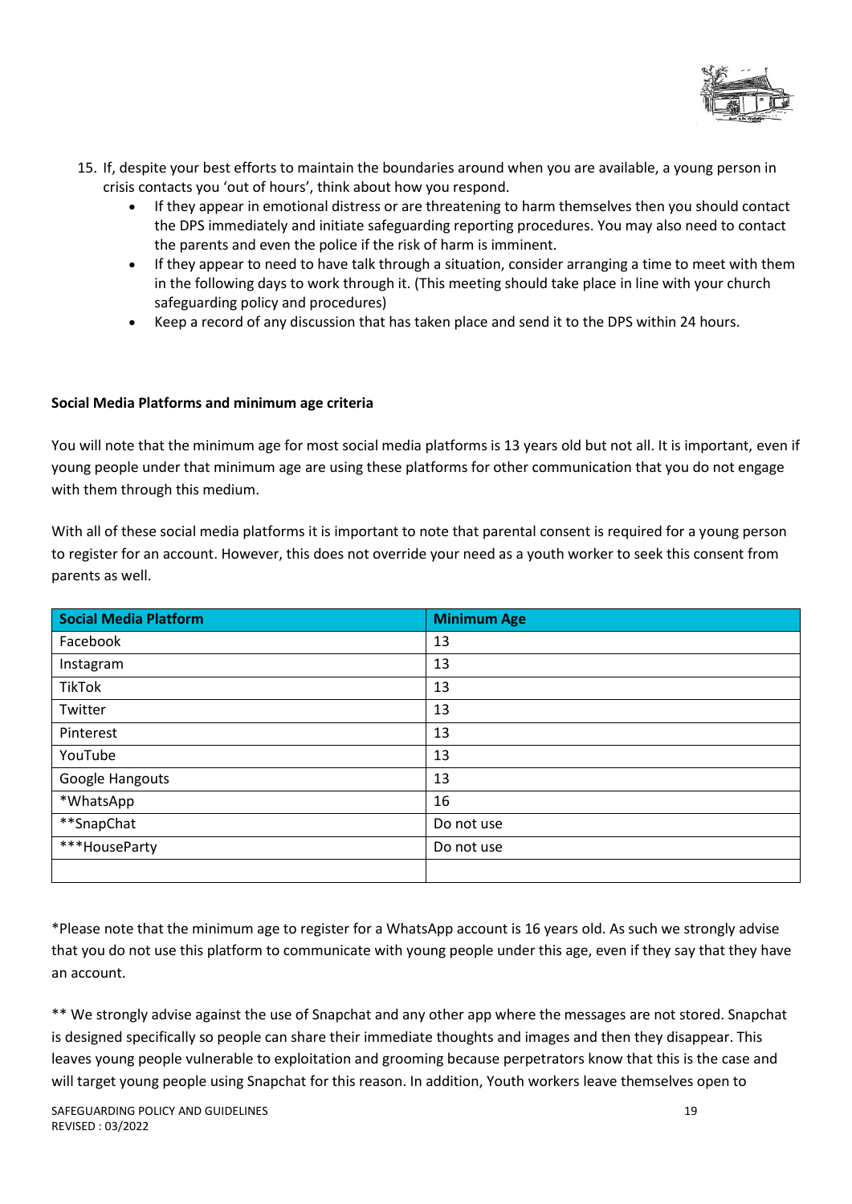15. If, despite your best efforts to maintain the boundaries around when you are available, a young person in crisis contacts you 'out of hours', think about how you respond.
    - If they appear in emotional distress or are threatening to harm themselves then you should contact the DPS immediately and initiate safeguarding reporting procedures. You may also need to contact the parents and even the police if the risk of harm is imminent.
    - If they appear to need to have talk through a situation, consider arranging a time to meet with them in the following days to work through it. (This meeting should take place in line with your church safeguarding policy and procedures)
    - Keep a record of any discussion that has taken place and send it to the DPS within 24 hours.

**Social Media Platforms and minimum age criteria**

You will note that the minimum age for most social media platforms is 13 years old but not all. It is important, even if young people under that minimum age are using these platforms for other communication that you do not engage with them through this medium.

With all of these social media platforms it is important to note that parental consent is required for a young person to register for an account. However, this does not override your need as a youth worker to seek this consent from parents as well.

| Social Media Platform | Minimum Age |
|---|---|
| Facebook | 13 |
| Instagram | 13 |
| TikTok | 13 |
| Twitter | 13 |
| Pinterest | 13 |
| YouTube | 13 |
| Google Hangouts | 13 |
| *WhatsApp | 16 |
| **SnapChat | Do not use |
| ***HouseParty | Do not use |
| | |

*Please note that the minimum age to register for a WhatsApp account is 16 years old. As such we strongly advise that you do not use this platform to communicate with young people under this age, even if they say that they have an account.

** We strongly advise against the use of Snapchat and any other app where the messages are not stored. Snapchat is designed specifically so people can share their immediate thoughts and images and then they disappear. This leaves young people vulnerable to exploitation and grooming because perpetrators know that this is the case and will target young people using Snapchat for this reason. In addition, Youth workers leave themselves open to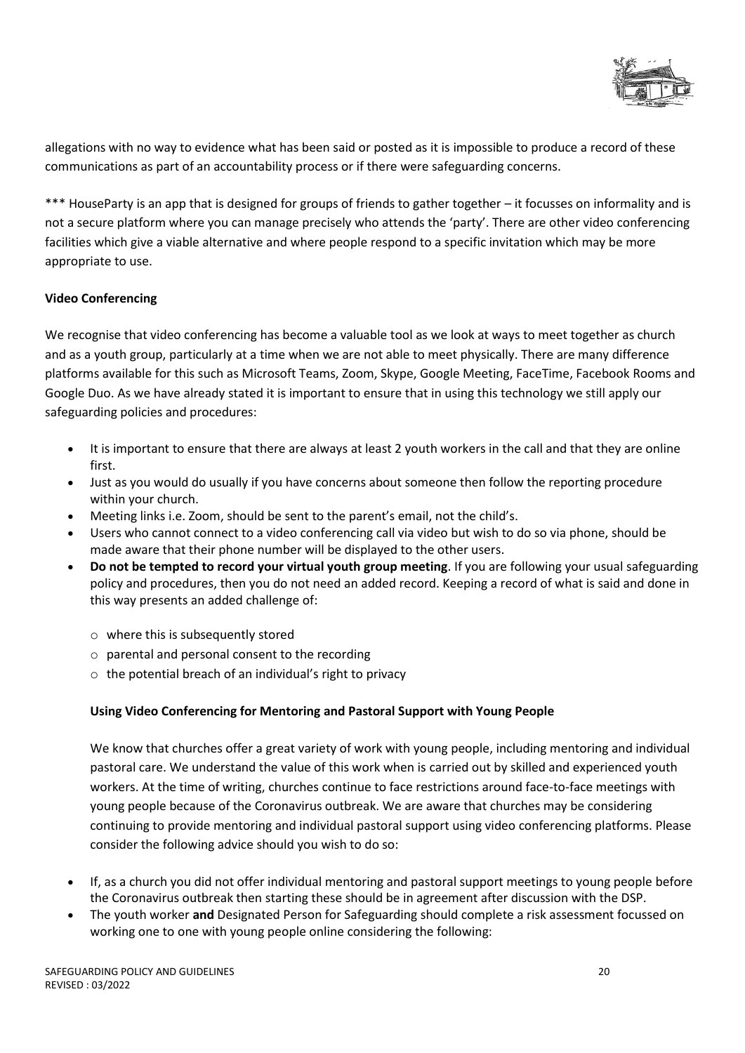allegations with no way to evidence what has been said or posted as it is impossible to produce a record of these communications as part of an accountability process or if there were safeguarding concerns.

*** HouseParty is an app that is designed for groups of friends to gather together – it focusses on informality and is not a secure platform where you can manage precisely who attends the 'party'. There are other video conferencing facilities which give a viable alternative and where people respond to a specific invitation which may be more appropriate to use.

**Video Conferencing**

We recognise that video conferencing has become a valuable tool as we look at ways to meet together as church and as a youth group, particularly at a time when we are not able to meet physically. There are many difference platforms available for this such as Microsoft Teams, Zoom, Skype, Google Meeting, FaceTime, Facebook Rooms and Google Duo. As we have already stated it is important to ensure that in using this technology we still apply our safeguarding policies and procedures:

- It is important to ensure that there are always at least 2 youth workers in the call and that they are online first.
- Just as you would do usually if you have concerns about someone then follow the reporting procedure within your church.
- Meeting links i.e. Zoom, should be sent to the parent's email, not the child's.
- Users who cannot connect to a video conferencing call via video but wish to do so via phone, should be made aware that their phone number will be displayed to the other users.
- **Do not be tempted to record your virtual youth group meeting**. If you are following your usual safeguarding policy and procedures, then you do not need an added record. Keeping a record of what is said and done in this way presents an added challenge of:
  - where this is subsequently stored
  - parental and personal consent to the recording
  - the potential breach of an individual's right to privacy

**Using Video Conferencing for Mentoring and Pastoral Support with Young People**

We know that churches offer a great variety of work with young people, including mentoring and individual pastoral care. We understand the value of this work when is carried out by skilled and experienced youth workers. At the time of writing, churches continue to face restrictions around face-to-face meetings with young people because of the Coronavirus outbreak. We are aware that churches may be considering continuing to provide mentoring and individual pastoral support using video conferencing platforms. Please consider the following advice should you wish to do so:

- If, as a church you did not offer individual mentoring and pastoral support meetings to young people before the Coronavirus outbreak then starting these should be in agreement after discussion with the DSP.
- The youth worker **and** Designated Person for Safeguarding should complete a risk assessment focussed on working one to one with young people online considering the following: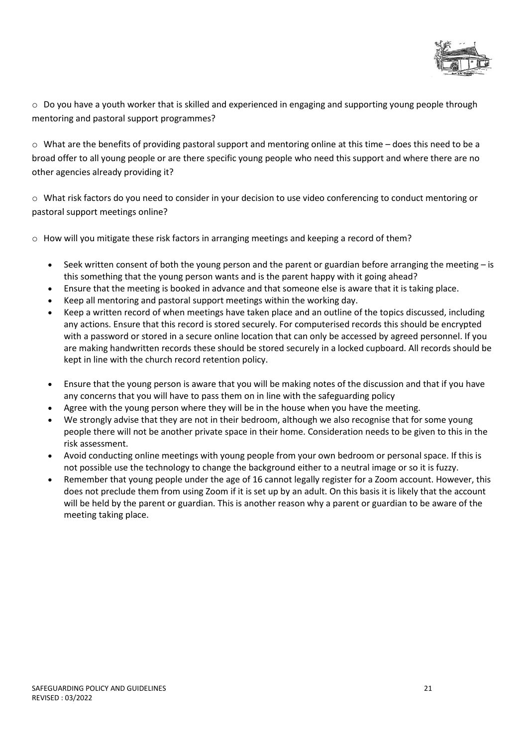- Do you have a youth worker that is skilled and experienced in engaging and supporting young people through mentoring and pastoral support programmes?

- What are the benefits of providing pastoral support and mentoring online at this time – does this need to be a broad offer to all young people or are there specific young people who need this support and where there are no other agencies already providing it?

- What risk factors do you need to consider in your decision to use video conferencing to conduct mentoring or pastoral support meetings online?

- How will you mitigate these risk factors in arranging meetings and keeping a record of them?

  - Seek written consent of both the young person and the parent or guardian before arranging the meeting – is this something that the young person wants and is the parent happy with it going ahead?
  - Ensure that the meeting is booked in advance and that someone else is aware that it is taking place.
  - Keep all mentoring and pastoral support meetings within the working day.
  - Keep a written record of when meetings have taken place and an outline of the topics discussed, including any actions. Ensure that this record is stored securely. For computerised records this should be encrypted with a password or stored in a secure online location that can only be accessed by agreed personnel. If you are making handwritten records these should be stored securely in a locked cupboard. All records should be kept in line with the church record retention policy.
  - Ensure that the young person is aware that you will be making notes of the discussion and that if you have any concerns that you will have to pass them on in line with the safeguarding policy
  - Agree with the young person where they will be in the house when you have the meeting.
  - We strongly advise that they are not in their bedroom, although we also recognise that for some young people there will not be another private space in their home. Consideration needs to be given to this in the risk assessment.
  - Avoid conducting online meetings with young people from your own bedroom or personal space. If this is not possible use the technology to change the background either to a neutral image or so it is fuzzy.
  - Remember that young people under the age of 16 cannot legally register for a Zoom account. However, this does not preclude them from using Zoom if it is set up by an adult. On this basis it is likely that the account will be held by the parent or guardian. This is another reason why a parent or guardian to be aware of the meeting taking place.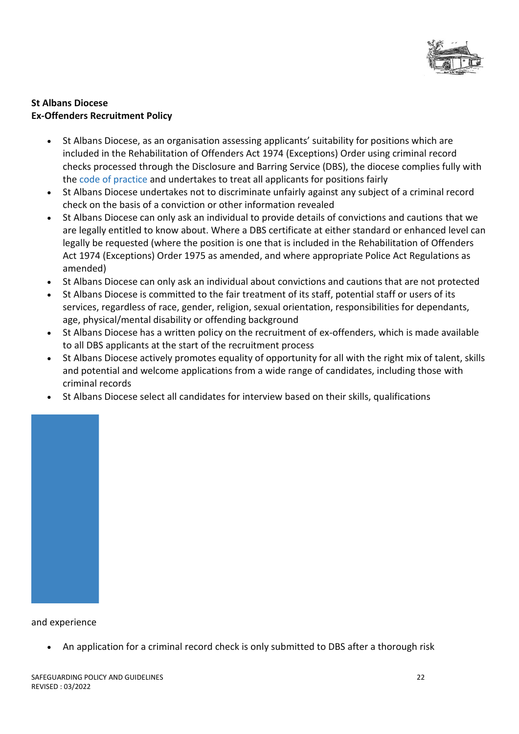**St Albans Diocese**
**Ex-Offenders Recruitment Policy**

- St Albans Diocese, as an organisation assessing applicants' suitability for positions which are included in the Rehabilitation of Offenders Act 1974 (Exceptions) Order using criminal record checks processed through the Disclosure and Barring Service (DBS), the diocese complies fully with the code of practice and undertakes to treat all applicants for positions fairly
- St Albans Diocese undertakes not to discriminate unfairly against any subject of a criminal record check on the basis of a conviction or other information revealed
- St Albans Diocese can only ask an individual to provide details of convictions and cautions that we are legally entitled to know about. Where a DBS certificate at either standard or enhanced level can legally be requested (where the position is one that is included in the Rehabilitation of Offenders Act 1974 (Exceptions) Order 1975 as amended, and where appropriate Police Act Regulations as amended)
- St Albans Diocese can only ask an individual about convictions and cautions that are not protected
- St Albans Diocese is committed to the fair treatment of its staff, potential staff or users of its services, regardless of race, gender, religion, sexual orientation, responsibilities for dependants, age, physical/mental disability or offending background
- St Albans Diocese has a written policy on the recruitment of ex-offenders, which is made available to all DBS applicants at the start of the recruitment process
- St Albans Diocese actively promotes equality of opportunity for all with the right mix of talent, skills and potential and welcome applications from a wide range of candidates, including those with criminal records
- St Albans Diocese select all candidates for interview based on their skills, qualifications and experience
- An application for a criminal record check is only submitted to DBS after a thorough risk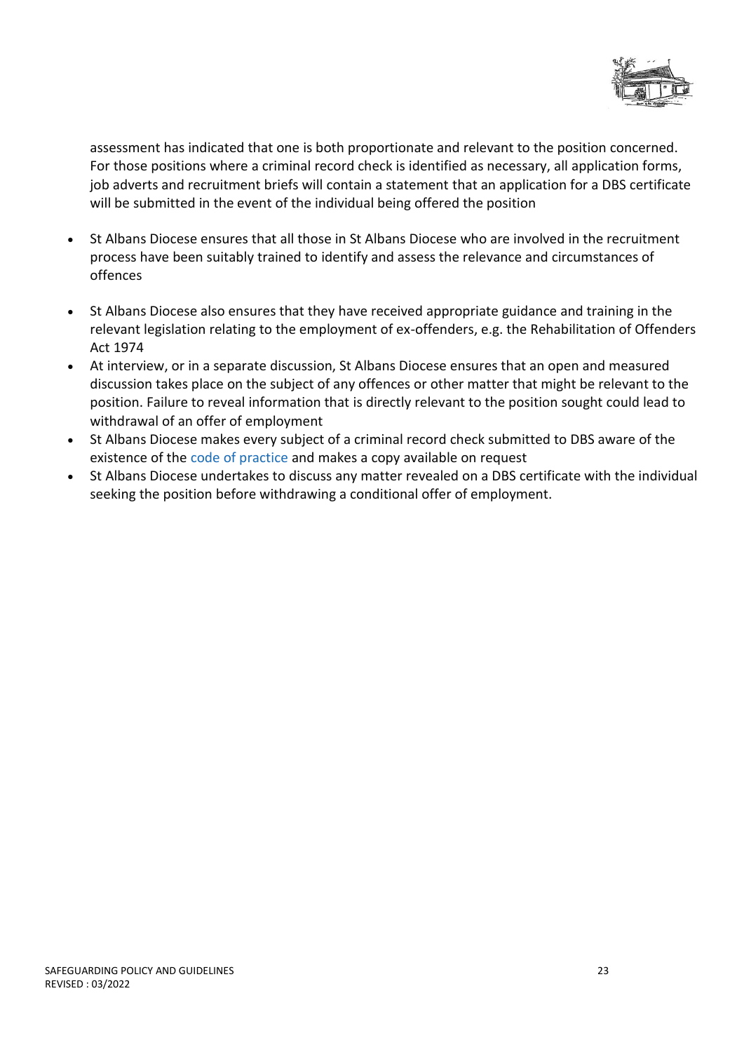assessment has indicated that one is both proportionate and relevant to the position concerned. For those positions where a criminal record check is identified as necessary, all application forms, job adverts and recruitment briefs will contain a statement that an application for a DBS certificate will be submitted in the event of the individual being offered the position

- St Albans Diocese ensures that all those in St Albans Diocese who are involved in the recruitment process have been suitably trained to identify and assess the relevance and circumstances of offences
- St Albans Diocese also ensures that they have received appropriate guidance and training in the relevant legislation relating to the employment of ex-offenders, e.g. the Rehabilitation of Offenders Act 1974
- At interview, or in a separate discussion, St Albans Diocese ensures that an open and measured discussion takes place on the subject of any offences or other matter that might be relevant to the position. Failure to reveal information that is directly relevant to the position sought could lead to withdrawal of an offer of employment
- St Albans Diocese makes every subject of a criminal record check submitted to DBS aware of the existence of the code of practice and makes a copy available on request
- St Albans Diocese undertakes to discuss any matter revealed on a DBS certificate with the individual seeking the position before withdrawing a conditional offer of employment.